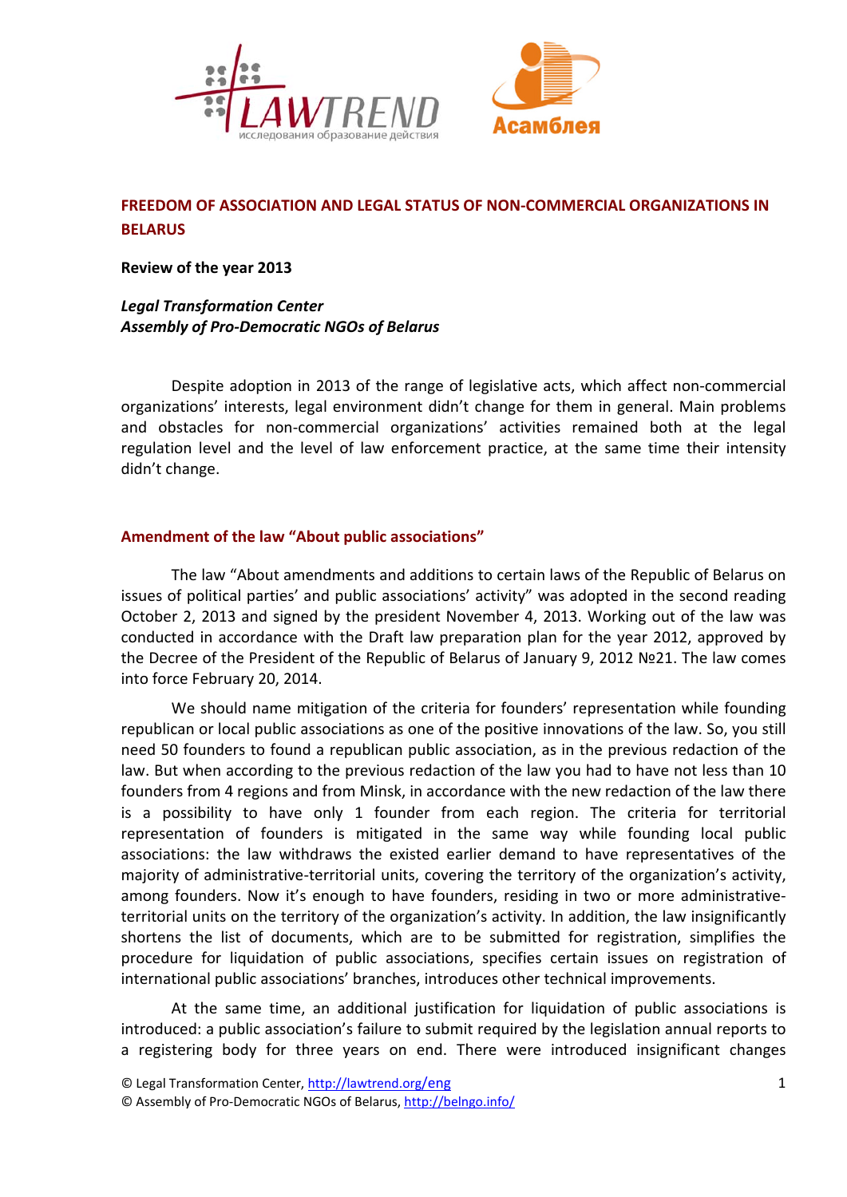# FREEDOM OF ASSOCIATION AND LEGAL STATUS OF NON-COMMERCIAL ORGANIZATIONS IN BELARUS

**Review of the year 2013**

***Legal Transformation Center***
***Assembly of Pro-Democratic NGOs of Belarus***

Despite adoption in 2013 of the range of legislative acts, which affect non-commercial organizations' interests, legal environment didn't change for them in general. Main problems and obstacles for non-commercial organizations' activities remained both at the legal regulation level and the level of law enforcement practice, at the same time their intensity didn't change.

## Amendment of the law "About public associations"

The law "About amendments and additions to certain laws of the Republic of Belarus on issues of political parties' and public associations' activity" was adopted in the second reading October 2, 2013 and signed by the president November 4, 2013. Working out of the law was conducted in accordance with the Draft law preparation plan for the year 2012, approved by the Decree of the President of the Republic of Belarus of January 9, 2012 №21. The law comes into force February 20, 2014.

We should name mitigation of the criteria for founders' representation while founding republican or local public associations as one of the positive innovations of the law. So, you still need 50 founders to found a republican public association, as in the previous redaction of the law. But when according to the previous redaction of the law you had to have not less than 10 founders from 4 regions and from Minsk, in accordance with the new redaction of the law there is a possibility to have only 1 founder from each region. The criteria for territorial representation of founders is mitigated in the same way while founding local public associations: the law withdraws the existed earlier demand to have representatives of the majority of administrative-territorial units, covering the territory of the organization's activity, among founders. Now it's enough to have founders, residing in two or more administrative-territorial units on the territory of the organization's activity. In addition, the law insignificantly shortens the list of documents, which are to be submitted for registration, simplifies the procedure for liquidation of public associations, specifies certain issues on registration of international public associations' branches, introduces other technical improvements.

At the same time, an additional justification for liquidation of public associations is introduced: a public association's failure to submit required by the legislation annual reports to a registering body for three years on end. There were introduced insignificant changes

© Legal Transformation Center, http://lawtrend.org/eng
© Assembly of Pro-Democratic NGOs of Belarus, http://belngo.info/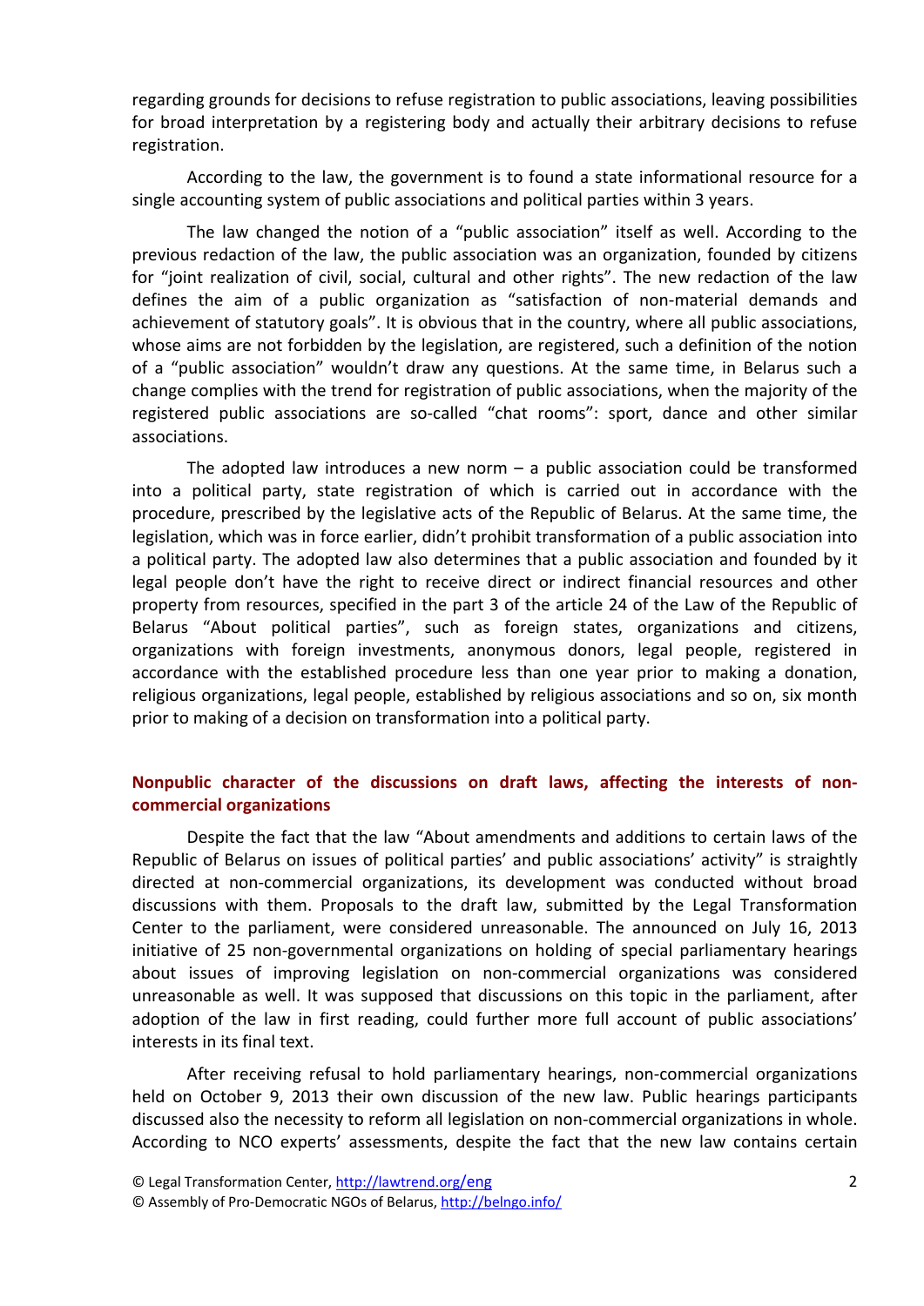regarding grounds for decisions to refuse registration to public associations, leaving possibilities for broad interpretation by a registering body and actually their arbitrary decisions to refuse registration.

According to the law, the government is to found a state informational resource for a single accounting system of public associations and political parties within 3 years.

The law changed the notion of a "public association" itself as well. According to the previous redaction of the law, the public association was an organization, founded by citizens for "joint realization of civil, social, cultural and other rights". The new redaction of the law defines the aim of a public organization as "satisfaction of non-material demands and achievement of statutory goals". It is obvious that in the country, where all public associations, whose aims are not forbidden by the legislation, are registered, such a definition of the notion of a "public association" wouldn't draw any questions. At the same time, in Belarus such a change complies with the trend for registration of public associations, when the majority of the registered public associations are so-called "chat rooms": sport, dance and other similar associations.

The adopted law introduces a new norm – a public association could be transformed into a political party, state registration of which is carried out in accordance with the procedure, prescribed by the legislative acts of the Republic of Belarus. At the same time, the legislation, which was in force earlier, didn't prohibit transformation of a public association into a political party. The adopted law also determines that a public association and founded by it legal people don't have the right to receive direct or indirect financial resources and other property from resources, specified in the part 3 of the article 24 of the Law of the Republic of Belarus "About political parties", such as foreign states, organizations and citizens, organizations with foreign investments, anonymous donors, legal people, registered in accordance with the established procedure less than one year prior to making a donation, religious organizations, legal people, established by religious associations and so on, six month prior to making of a decision on transformation into a political party.

## Nonpublic character of the discussions on draft laws, affecting the interests of non-commercial organizations

Despite the fact that the law "About amendments and additions to certain laws of the Republic of Belarus on issues of political parties' and public associations' activity" is straightly directed at non-commercial organizations, its development was conducted without broad discussions with them. Proposals to the draft law, submitted by the Legal Transformation Center to the parliament, were considered unreasonable. The announced on July 16, 2013 initiative of 25 non-governmental organizations on holding of special parliamentary hearings about issues of improving legislation on non-commercial organizations was considered unreasonable as well. It was supposed that discussions on this topic in the parliament, after adoption of the law in first reading, could further more full account of public associations' interests in its final text.

After receiving refusal to hold parliamentary hearings, non-commercial organizations held on October 9, 2013 their own discussion of the new law. Public hearings participants discussed also the necessity to reform all legislation on non-commercial organizations in whole. According to NCO experts' assessments, despite the fact that the new law contains certain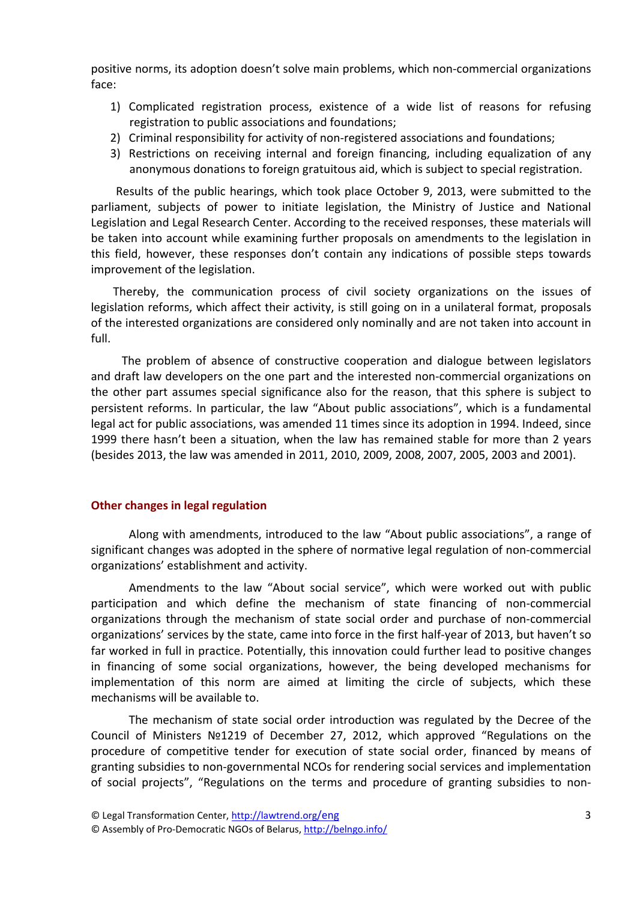positive norms, its adoption doesn't solve main problems, which non-commercial organizations face:

1) Complicated registration process, existence of a wide list of reasons for refusing registration to public associations and foundations;
2) Criminal responsibility for activity of non-registered associations and foundations;
3) Restrictions on receiving internal and foreign financing, including equalization of any anonymous donations to foreign gratuitous aid, which is subject to special registration.

Results of the public hearings, which took place October 9, 2013, were submitted to the parliament, subjects of power to initiate legislation, the Ministry of Justice and National Legislation and Legal Research Center. According to the received responses, these materials will be taken into account while examining further proposals on amendments to the legislation in this field, however, these responses don't contain any indications of possible steps towards improvement of the legislation.

Thereby, the communication process of civil society organizations on the issues of legislation reforms, which affect their activity, is still going on in a unilateral format, proposals of the interested organizations are considered only nominally and are not taken into account in full.

The problem of absence of constructive cooperation and dialogue between legislators and draft law developers on the one part and the interested non-commercial organizations on the other part assumes special significance also for the reason, that this sphere is subject to persistent reforms. In particular, the law "About public associations", which is a fundamental legal act for public associations, was amended 11 times since its adoption in 1994. Indeed, since 1999 there hasn't been a situation, when the law has remained stable for more than 2 years (besides 2013, the law was amended in 2011, 2010, 2009, 2008, 2007, 2005, 2003 and 2001).

### Other changes in legal regulation

Along with amendments, introduced to the law "About public associations", a range of significant changes was adopted in the sphere of normative legal regulation of non-commercial organizations' establishment and activity.

Amendments to the law "About social service", which were worked out with public participation and which define the mechanism of state financing of non-commercial organizations through the mechanism of state social order and purchase of non-commercial organizations' services by the state, came into force in the first half-year of 2013, but haven't so far worked in full in practice. Potentially, this innovation could further lead to positive changes in financing of some social organizations, however, the being developed mechanisms for implementation of this norm are aimed at limiting the circle of subjects, which these mechanisms will be available to.

The mechanism of state social order introduction was regulated by the Decree of the Council of Ministers №1219 of December 27, 2012, which approved "Regulations on the procedure of competitive tender for execution of state social order, financed by means of granting subsidies to non-governmental NCOs for rendering social services and implementation of social projects", "Regulations on the terms and procedure of granting subsidies to non-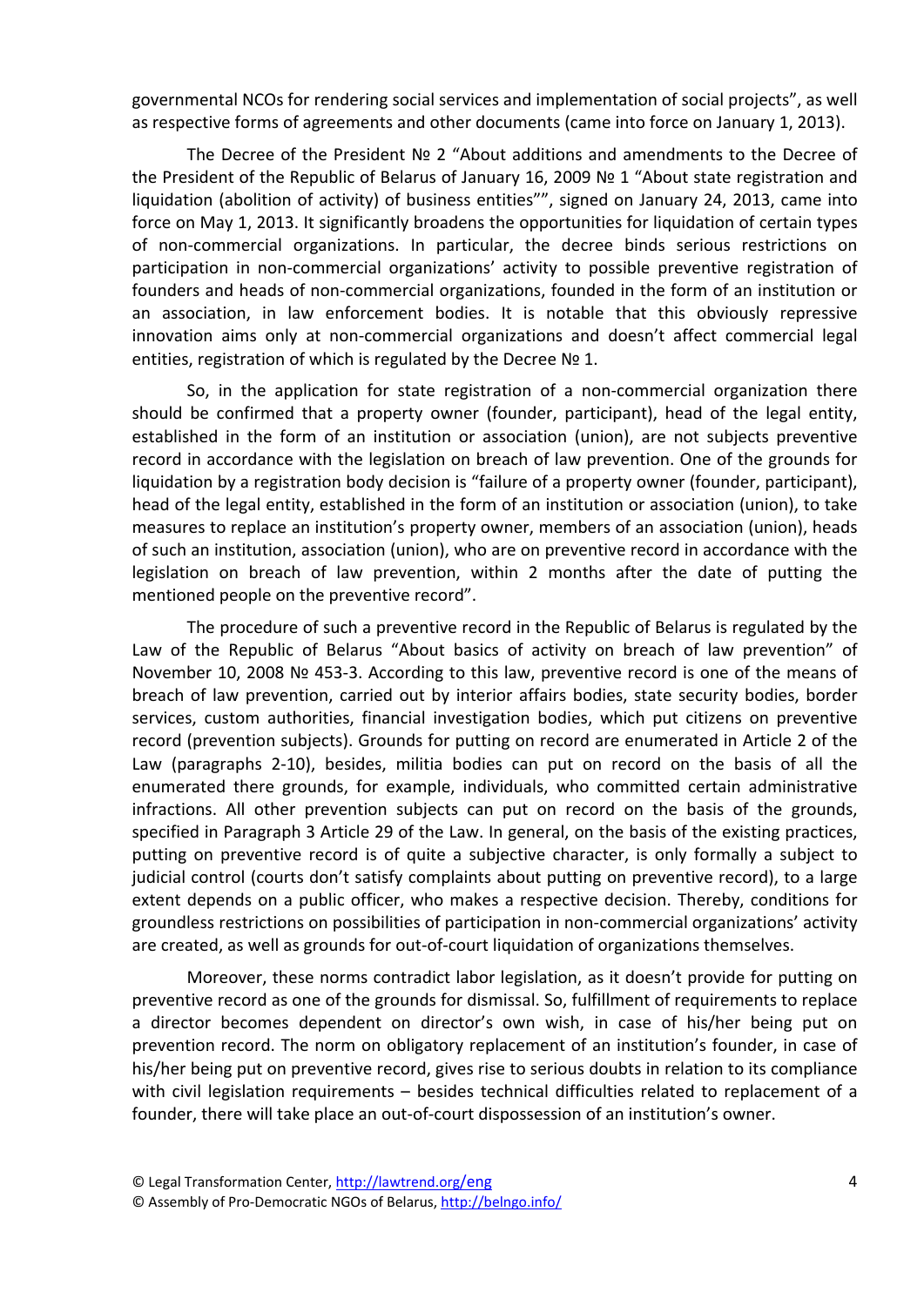governmental NCOs for rendering social services and implementation of social projects", as well as respective forms of agreements and other documents (came into force on January 1, 2013).

The Decree of the President № 2 "About additions and amendments to the Decree of the President of the Republic of Belarus of January 16, 2009 № 1 "About state registration and liquidation (abolition of activity) of business entities"", signed on January 24, 2013, came into force on May 1, 2013. It significantly broadens the opportunities for liquidation of certain types of non-commercial organizations. In particular, the decree binds serious restrictions on participation in non-commercial organizations' activity to possible preventive registration of founders and heads of non-commercial organizations, founded in the form of an institution or an association, in law enforcement bodies. It is notable that this obviously repressive innovation aims only at non-commercial organizations and doesn't affect commercial legal entities, registration of which is regulated by the Decree № 1.

So, in the application for state registration of a non-commercial organization there should be confirmed that a property owner (founder, participant), head of the legal entity, established in the form of an institution or association (union), are not subjects preventive record in accordance with the legislation on breach of law prevention. One of the grounds for liquidation by a registration body decision is "failure of a property owner (founder, participant), head of the legal entity, established in the form of an institution or association (union), to take measures to replace an institution's property owner, members of an association (union), heads of such an institution, association (union), who are on preventive record in accordance with the legislation on breach of law prevention, within 2 months after the date of putting the mentioned people on the preventive record".

The procedure of such a preventive record in the Republic of Belarus is regulated by the Law of the Republic of Belarus "About basics of activity on breach of law prevention" of November 10, 2008 № 453-3. According to this law, preventive record is one of the means of breach of law prevention, carried out by interior affairs bodies, state security bodies, border services, custom authorities, financial investigation bodies, which put citizens on preventive record (prevention subjects). Grounds for putting on record are enumerated in Article 2 of the Law (paragraphs 2-10), besides, militia bodies can put on record on the basis of all the enumerated there grounds, for example, individuals, who committed certain administrative infractions. All other prevention subjects can put on record on the basis of the grounds, specified in Paragraph 3 Article 29 of the Law. In general, on the basis of the existing practices, putting on preventive record is of quite a subjective character, is only formally a subject to judicial control (courts don't satisfy complaints about putting on preventive record), to a large extent depends on a public officer, who makes a respective decision. Thereby, conditions for groundless restrictions on possibilities of participation in non-commercial organizations' activity are created, as well as grounds for out-of-court liquidation of organizations themselves.

Moreover, these norms contradict labor legislation, as it doesn't provide for putting on preventive record as one of the grounds for dismissal. So, fulfillment of requirements to replace a director becomes dependent on director's own wish, in case of his/her being put on prevention record. The norm on obligatory replacement of an institution's founder, in case of his/her being put on preventive record, gives rise to serious doubts in relation to its compliance with civil legislation requirements – besides technical difficulties related to replacement of a founder, there will take place an out-of-court dispossession of an institution's owner.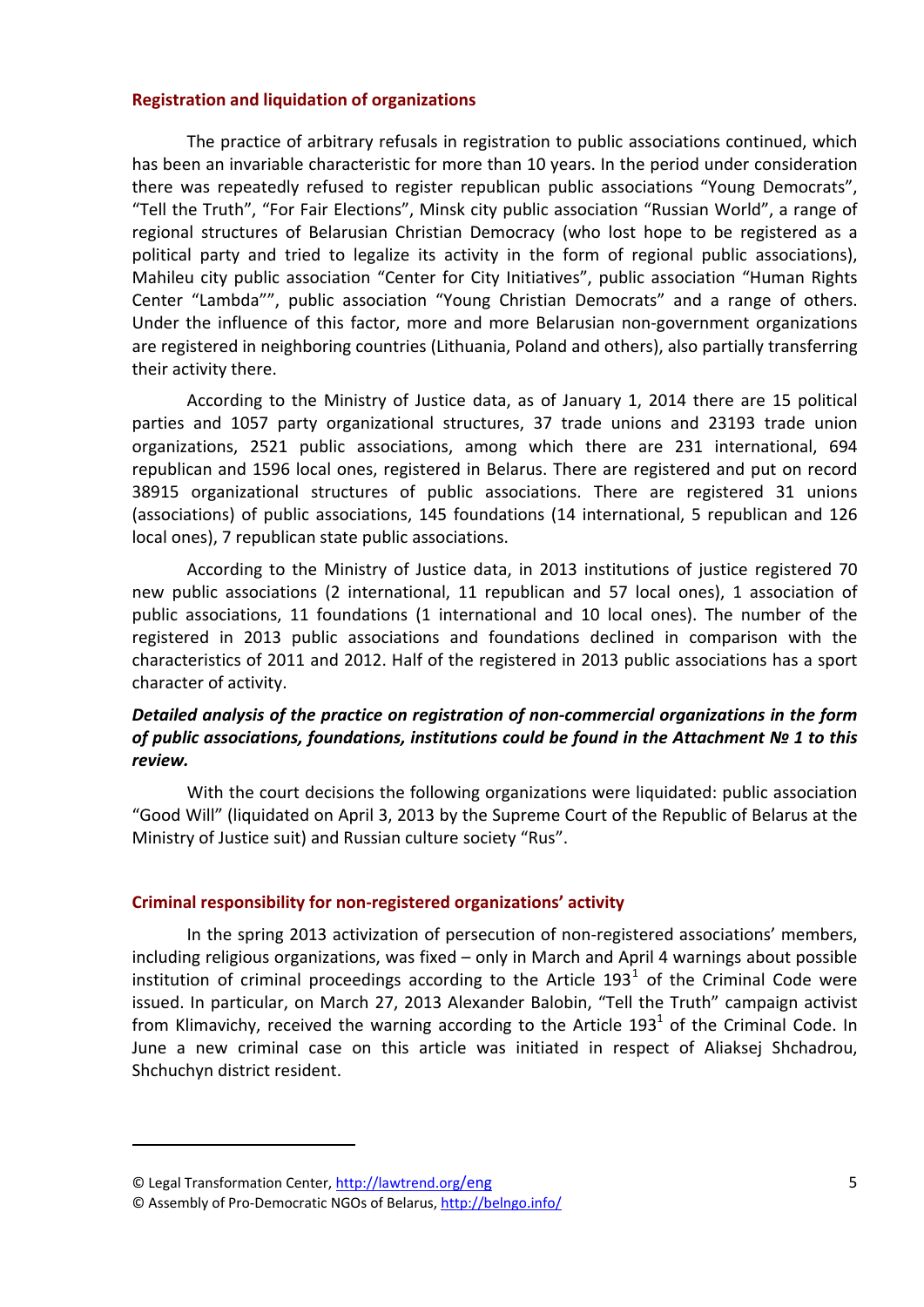## Registration and liquidation of organizations

The practice of arbitrary refusals in registration to public associations continued, which has been an invariable characteristic for more than 10 years. In the period under consideration there was repeatedly refused to register republican public associations "Young Democrats", "Tell the Truth", "For Fair Elections", Minsk city public association "Russian World", a range of regional structures of Belarusian Christian Democracy (who lost hope to be registered as a political party and tried to legalize its activity in the form of regional public associations), Mahileu city public association "Center for City Initiatives", public association "Human Rights Center "Lambda"", public association "Young Christian Democrats" and a range of others. Under the influence of this factor, more and more Belarusian non-government organizations are registered in neighboring countries (Lithuania, Poland and others), also partially transferring their activity there.

According to the Ministry of Justice data, as of January 1, 2014 there are 15 political parties and 1057 party organizational structures, 37 trade unions and 23193 trade union organizations, 2521 public associations, among which there are 231 international, 694 republican and 1596 local ones, registered in Belarus. There are registered and put on record 38915 organizational structures of public associations. There are registered 31 unions (associations) of public associations, 145 foundations (14 international, 5 republican and 126 local ones), 7 republican state public associations.

According to the Ministry of Justice data, in 2013 institutions of justice registered 70 new public associations (2 international, 11 republican and 57 local ones), 1 association of public associations, 11 foundations (1 international and 10 local ones). The number of the registered in 2013 public associations and foundations declined in comparison with the characteristics of 2011 and 2012. Half of the registered in 2013 public associations has a sport character of activity.

***Detailed analysis of the practice on registration of non-commercial organizations in the form of public associations, foundations, institutions could be found in the Attachment № 1 to this review.***

With the court decisions the following organizations were liquidated: public association "Good Will" (liquidated on April 3, 2013 by the Supreme Court of the Republic of Belarus at the Ministry of Justice suit) and Russian culture society "Rus".

## Criminal responsibility for non-registered organizations' activity

In the spring 2013 activization of persecution of non-registered associations' members, including religious organizations, was fixed – only in March and April 4 warnings about possible institution of criminal proceedings according to the Article $193^1$ of the Criminal Code were issued. In particular, on March 27, 2013 Alexander Balobin, "Tell the Truth" campaign activist from Klimavichy, received the warning according to the Article $193^1$ of the Criminal Code. In June a new criminal case on this article was initiated in respect of Aliaksej Shchadrou, Shchuchyn district resident.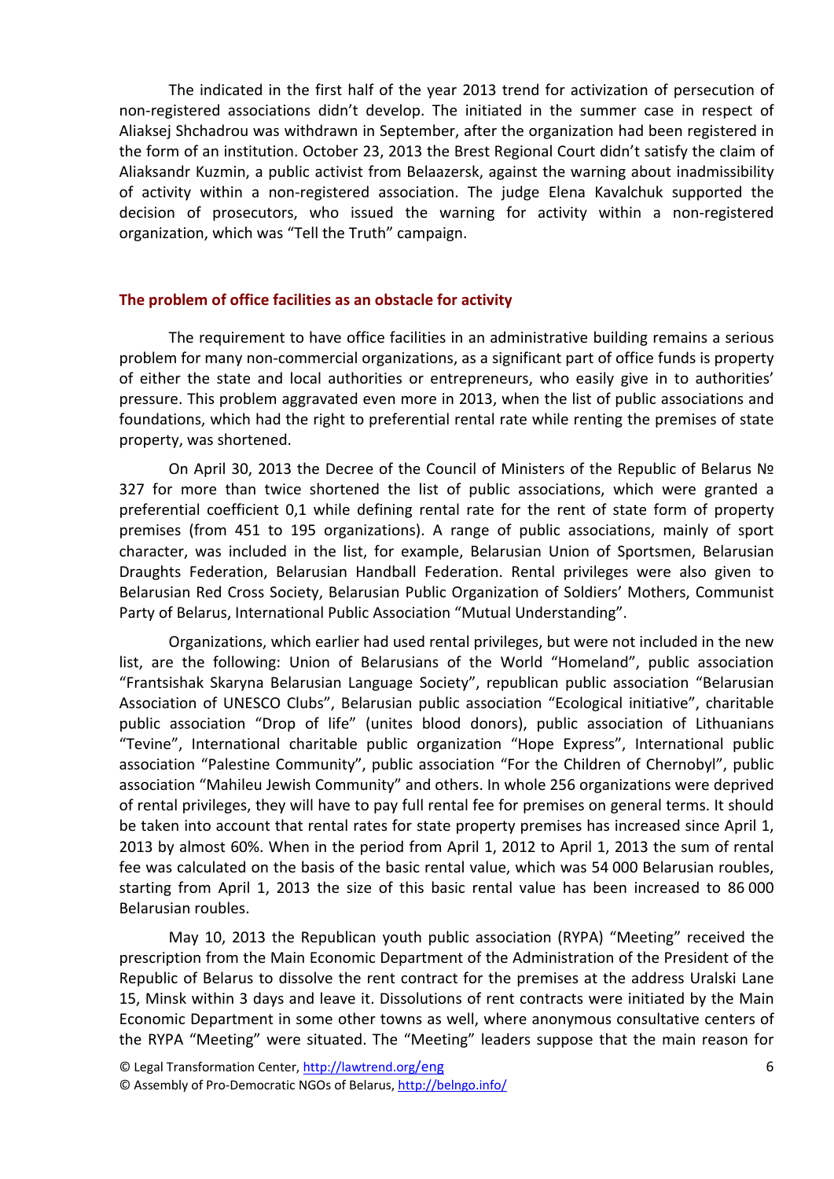The indicated in the first half of the year 2013 trend for activization of persecution of non-registered associations didn't develop. The initiated in the summer case in respect of Aliaksej Shchadrou was withdrawn in September, after the organization had been registered in the form of an institution. October 23, 2013 the Brest Regional Court didn't satisfy the claim of Aliaksandr Kuzmin, a public activist from Belaazersk, against the warning about inadmissibility of activity within a non-registered association. The judge Elena Kavalchuk supported the decision of prosecutors, who issued the warning for activity within a non-registered organization, which was "Tell the Truth" campaign.

## The problem of office facilities as an obstacle for activity

The requirement to have office facilities in an administrative building remains a serious problem for many non-commercial organizations, as a significant part of office funds is property of either the state and local authorities or entrepreneurs, who easily give in to authorities' pressure. This problem aggravated even more in 2013, when the list of public associations and foundations, which had the right to preferential rental rate while renting the premises of state property, was shortened.

On April 30, 2013 the Decree of the Council of Ministers of the Republic of Belarus № 327 for more than twice shortened the list of public associations, which were granted a preferential coefficient 0,1 while defining rental rate for the rent of state form of property premises (from 451 to 195 organizations). A range of public associations, mainly of sport character, was included in the list, for example, Belarusian Union of Sportsmen, Belarusian Draughts Federation, Belarusian Handball Federation. Rental privileges were also given to Belarusian Red Cross Society, Belarusian Public Organization of Soldiers' Mothers, Communist Party of Belarus, International Public Association "Mutual Understanding".

Organizations, which earlier had used rental privileges, but were not included in the new list, are the following: Union of Belarusians of the World "Homeland", public association "Frantsishak Skaryna Belarusian Language Society", republican public association "Belarusian Association of UNESCO Clubs", Belarusian public association "Ecological initiative", charitable public association "Drop of life" (unites blood donors), public association of Lithuanians "Tevine", International charitable public organization "Hope Express", International public association "Palestine Community", public association "For the Children of Chernobyl", public association "Mahileu Jewish Community" and others. In whole 256 organizations were deprived of rental privileges, they will have to pay full rental fee for premises on general terms. It should be taken into account that rental rates for state property premises has increased since April 1, 2013 by almost 60%. When in the period from April 1, 2012 to April 1, 2013 the sum of rental fee was calculated on the basis of the basic rental value, which was 54 000 Belarusian roubles, starting from April 1, 2013 the size of this basic rental value has been increased to 86 000 Belarusian roubles.

May 10, 2013 the Republican youth public association (RYPA) "Meeting" received the prescription from the Main Economic Department of the Administration of the President of the Republic of Belarus to dissolve the rent contract for the premises at the address Uralski Lane 15, Minsk within 3 days and leave it. Dissolutions of rent contracts were initiated by the Main Economic Department in some other towns as well, where anonymous consultative centers of the RYPA "Meeting" were situated. The "Meeting" leaders suppose that the main reason for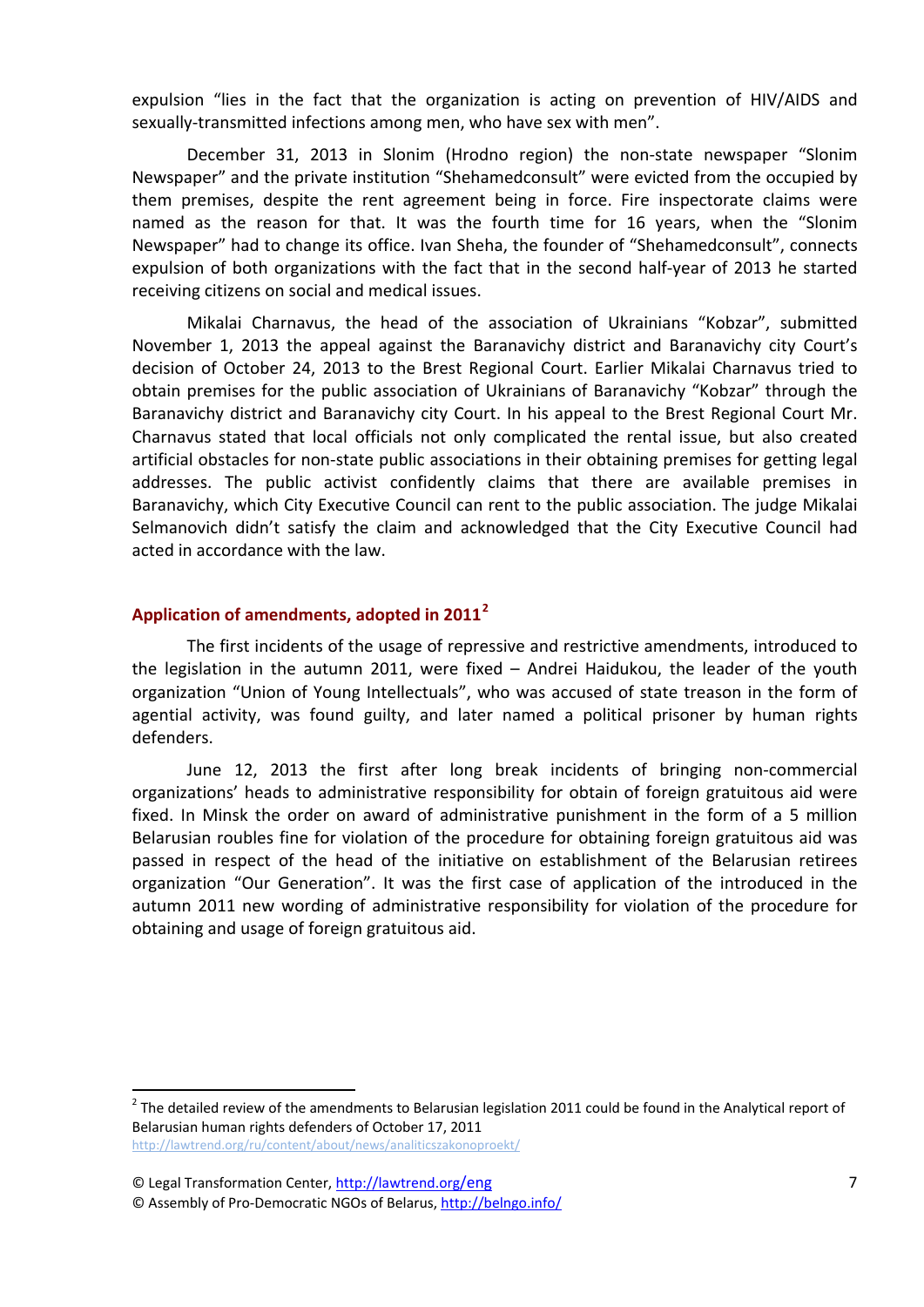expulsion "lies in the fact that the organization is acting on prevention of HIV/AIDS and sexually-transmitted infections among men, who have sex with men".

December 31, 2013 in Slonim (Hrodno region) the non-state newspaper "Slonim Newspaper" and the private institution "Shehamedconsult" were evicted from the occupied by them premises, despite the rent agreement being in force. Fire inspectorate claims were named as the reason for that. It was the fourth time for 16 years, when the "Slonim Newspaper" had to change its office. Ivan Sheha, the founder of "Shehamedconsult", connects expulsion of both organizations with the fact that in the second half-year of 2013 he started receiving citizens on social and medical issues.

Mikalai Charnavus, the head of the association of Ukrainians "Kobzar", submitted November 1, 2013 the appeal against the Baranavichy district and Baranavichy city Court's decision of October 24, 2013 to the Brest Regional Court. Earlier Mikalai Charnavus tried to obtain premises for the public association of Ukrainians of Baranavichy "Kobzar" through the Baranavichy district and Baranavichy city Court. In his appeal to the Brest Regional Court Mr. Charnavus stated that local officials not only complicated the rental issue, but also created artificial obstacles for non-state public associations in their obtaining premises for getting legal addresses. The public activist confidently claims that there are available premises in Baranavichy, which City Executive Council can rent to the public association. The judge Mikalai Selmanovich didn't satisfy the claim and acknowledged that the City Executive Council had acted in accordance with the law.

## Application of amendments, adopted in 2011[2]

The first incidents of the usage of repressive and restrictive amendments, introduced to the legislation in the autumn 2011, were fixed – Andrei Haidukou, the leader of the youth organization "Union of Young Intellectuals", who was accused of state treason in the form of agential activity, was found guilty, and later named a political prisoner by human rights defenders.

June 12, 2013 the first after long break incidents of bringing non-commercial organizations' heads to administrative responsibility for obtain of foreign gratuitous aid were fixed. In Minsk the order on award of administrative punishment in the form of a 5 million Belarusian roubles fine for violation of the procedure for obtaining foreign gratuitous aid was passed in respect of the head of the initiative on establishment of the Belarusian retirees organization "Our Generation". It was the first case of application of the introduced in the autumn 2011 new wording of administrative responsibility for violation of the procedure for obtaining and usage of foreign gratuitous aid.

---

[2] The detailed review of the amendments to Belarusian legislation 2011 could be found in the Analytical report of Belarusian human rights defenders of October 17, 2011 http://lawtrend.org/ru/content/about/news/analiticszakonoproekt/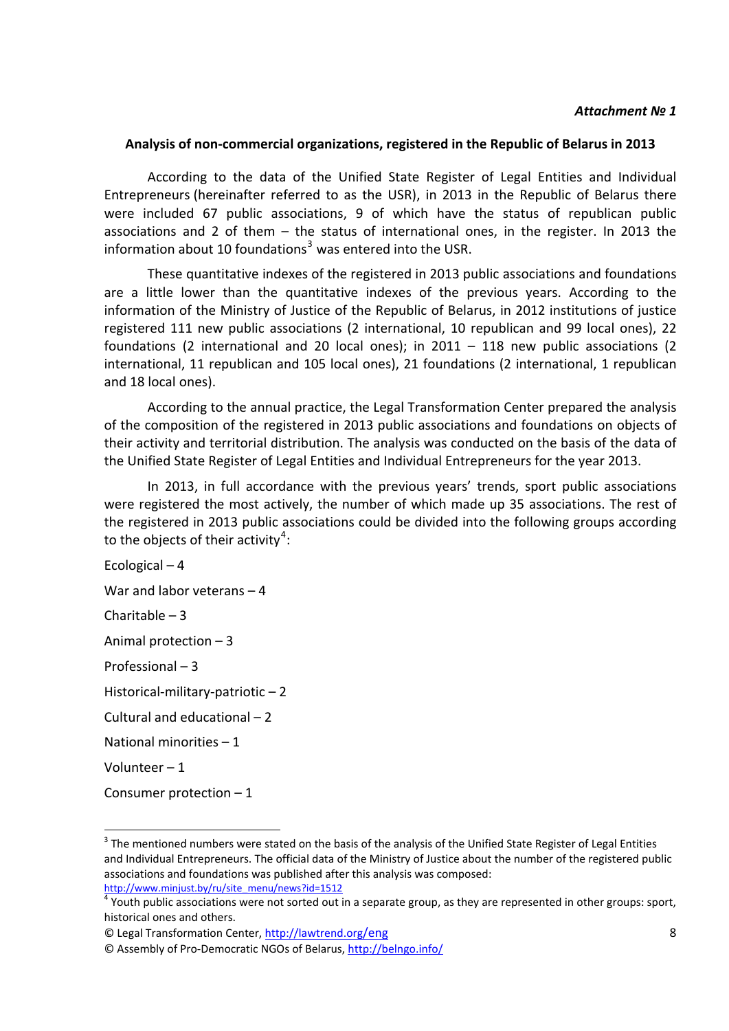*Attachment № 1*

**Analysis of non-commercial organizations, registered in the Republic of Belarus in 2013**

According to the data of the Unified State Register of Legal Entities and Individual Entrepreneurs (hereinafter referred to as the USR), in 2013 in the Republic of Belarus there were included 67 public associations, 9 of which have the status of republican public associations and 2 of them – the status of international ones, in the register. In 2013 the information about 10 foundations[3] was entered into the USR.

These quantitative indexes of the registered in 2013 public associations and foundations are a little lower than the quantitative indexes of the previous years. According to the information of the Ministry of Justice of the Republic of Belarus, in 2012 institutions of justice registered 111 new public associations (2 international, 10 republican and 99 local ones), 22 foundations (2 international and 20 local ones); in 2011 – 118 new public associations (2 international, 11 republican and 105 local ones), 21 foundations (2 international, 1 republican and 18 local ones).

According to the annual practice, the Legal Transformation Center prepared the analysis of the composition of the registered in 2013 public associations and foundations on objects of their activity and territorial distribution. The analysis was conducted on the basis of the data of the Unified State Register of Legal Entities and Individual Entrepreneurs for the year 2013.

In 2013, in full accordance with the previous years' trends, sport public associations were registered the most actively, the number of which made up 35 associations. The rest of the registered in 2013 public associations could be divided into the following groups according to the objects of their activity[4]:

Ecological – 4

War and labor veterans – 4

Charitable – 3

Animal protection – 3

Professional – 3

Historical-military-patriotic – 2

Cultural and educational – 2

National minorities – 1

Volunteer – 1

Consumer protection – 1

---

[3] The mentioned numbers were stated on the basis of the analysis of the Unified State Register of Legal Entities and Individual Entrepreneurs. The official data of the Ministry of Justice about the number of the registered public associations and foundations was published after this analysis was composed: http://www.minjust.by/ru/site_menu/news?id=1512

[4] Youth public associations were not sorted out in a separate group, as they are represented in other groups: sport, historical ones and others.

© Legal Transformation Center, http://lawtrend.org/eng

© Assembly of Pro-Democratic NGOs of Belarus, http://belngo.info/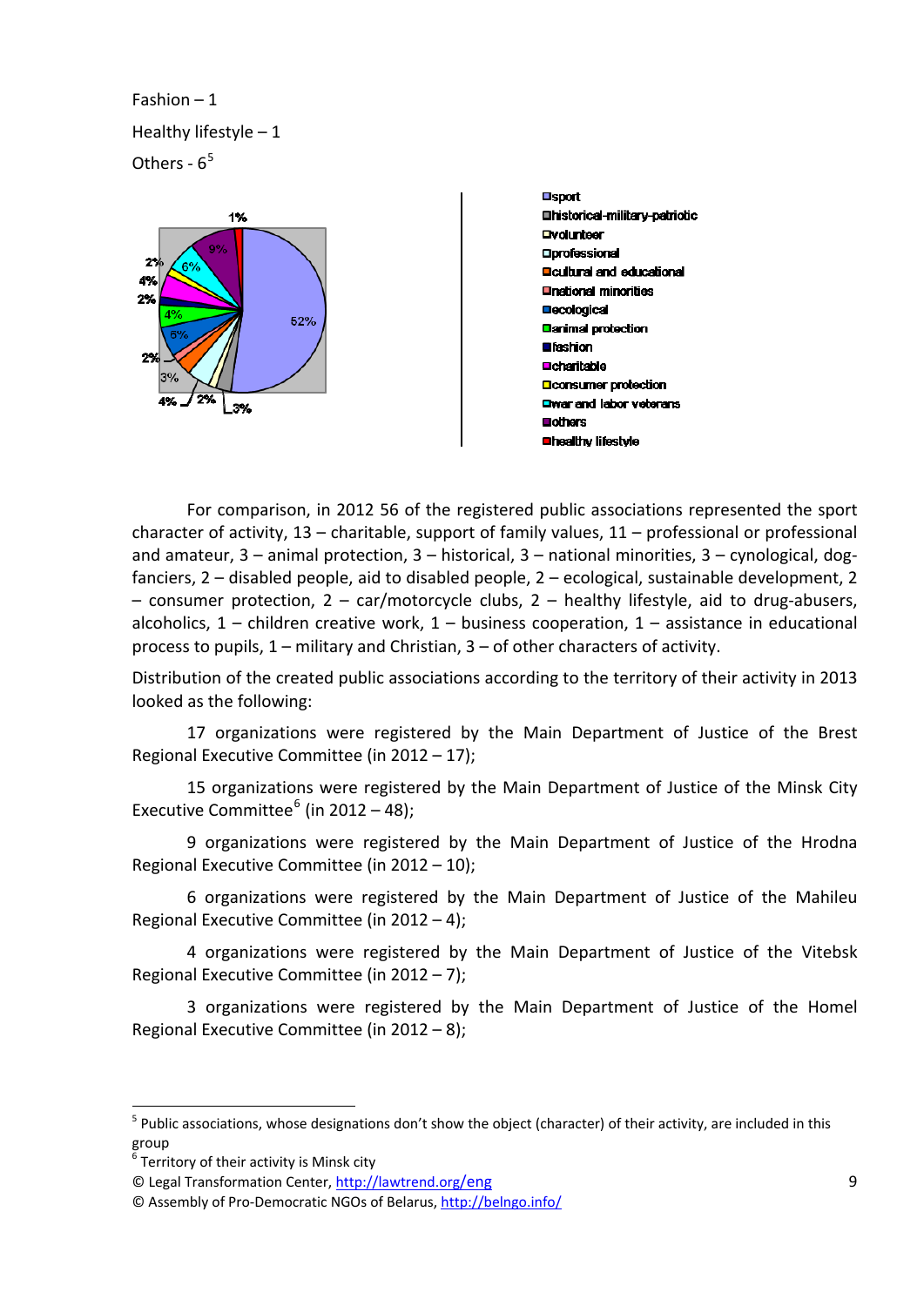Fashion – 1

Healthy lifestyle – 1

Others - 6[5]

For comparison, in 2012 56 of the registered public associations represented the sport character of activity, 13 – charitable, support of family values, 11 – professional or professional and amateur, 3 – animal protection, 3 – historical, 3 – national minorities, 3 – cynological, dog-fanciers, 2 – disabled people, aid to disabled people, 2 – ecological, sustainable development, 2 – consumer protection, 2 – car/motorcycle clubs, 2 – healthy lifestyle, aid to drug-abusers, alcoholics, 1 – children creative work, 1 – business cooperation, 1 – assistance in educational process to pupils, 1 – military and Christian, 3 – of other characters of activity.

Distribution of the created public associations according to the territory of their activity in 2013 looked as the following:

17 organizations were registered by the Main Department of Justice of the Brest Regional Executive Committee (in 2012 – 17);

15 organizations were registered by the Main Department of Justice of the Minsk City Executive Committee[6] (in 2012 – 48);

9 organizations were registered by the Main Department of Justice of the Hrodna Regional Executive Committee (in 2012 – 10);

6 organizations were registered by the Main Department of Justice of the Mahileu Regional Executive Committee (in 2012 – 4);

4 organizations were registered by the Main Department of Justice of the Vitebsk Regional Executive Committee (in 2012 – 7);

3 organizations were registered by the Main Department of Justice of the Homel Regional Executive Committee (in 2012 – 8);

---

[5] Public associations, whose designations don't show the object (character) of their activity, are included in this group

[6] Territory of their activity is Minsk city

© Legal Transformation Center, http://lawtrend.org/eng

© Assembly of Pro-Democratic NGOs of Belarus, http://belngo.info/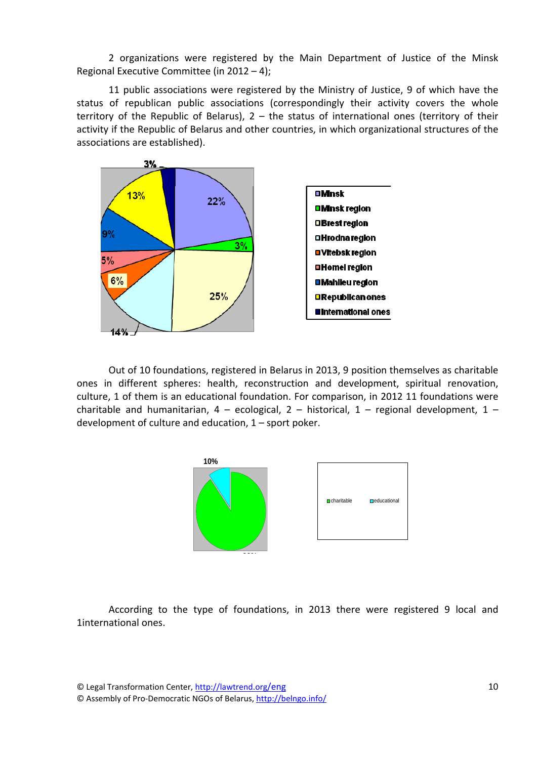2 organizations were registered by the Main Department of Justice of the Minsk Regional Executive Committee (in 2012 – 4);

11 public associations were registered by the Ministry of Justice, 9 of which have the status of republican public associations (correspondingly their activity covers the whole territory of the Republic of Belarus), 2 – the status of international ones (territory of their activity if the Republic of Belarus and other countries, in which organizational structures of the associations are established).

Out of 10 foundations, registered in Belarus in 2013, 9 position themselves as charitable ones in different spheres: health, reconstruction and development, spiritual renovation, culture, 1 of them is an educational foundation. For comparison, in 2012 11 foundations were charitable and humanitarian, 4 – ecological, 2 – historical, 1 – regional development, 1 – development of culture and education, 1 – sport poker.

According to the type of foundations, in 2013 there were registered 9 local and 1international ones.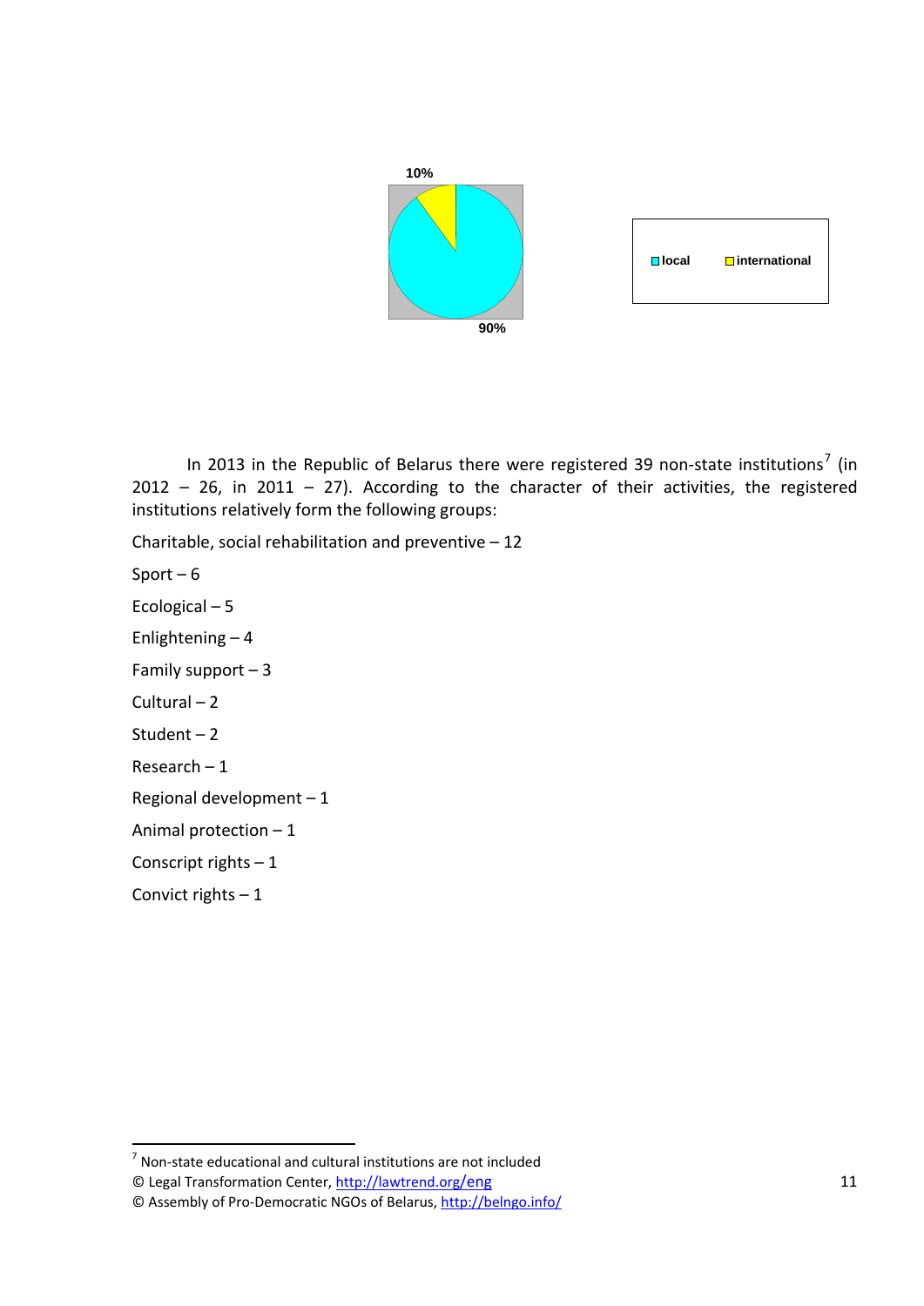10%

90%

local international

In 2013 in the Republic of Belarus there were registered 39 non-state institutions[7] (in 2012 – 26, in 2011 – 27). According to the character of their activities, the registered institutions relatively form the following groups:

Charitable, social rehabilitation and preventive – 12

Sport – 6

Ecological – 5

Enlightening – 4

Family support – 3

Cultural – 2

Student – 2

Research – 1

Regional development – 1

Animal protection – 1

Conscript rights – 1

Convict rights – 1

[7] Non-state educational and cultural institutions are not included

© Legal Transformation Center, http://lawtrend.org/eng

© Assembly of Pro-Democratic NGOs of Belarus, http://belngo.info/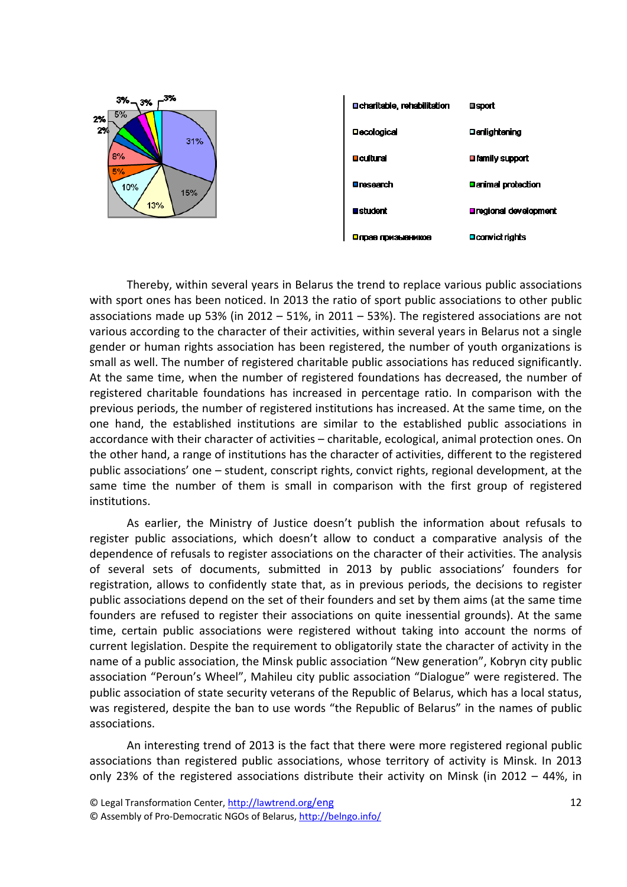Thereby, within several years in Belarus the trend to replace various public associations with sport ones has been noticed. In 2013 the ratio of sport public associations to other public associations made up 53% (in 2012 – 51%, in 2011 – 53%). The registered associations are not various according to the character of their activities, within several years in Belarus not a single gender or human rights association has been registered, the number of youth organizations is small as well. The number of registered charitable public associations has reduced significantly. At the same time, when the number of registered foundations has decreased, the number of registered charitable foundations has increased in percentage ratio. In comparison with the previous periods, the number of registered institutions has increased. At the same time, on the one hand, the established institutions are similar to the established public associations in accordance with their character of activities – charitable, ecological, animal protection ones. On the other hand, a range of institutions has the character of activities, different to the registered public associations' one – student, conscript rights, convict rights, regional development, at the same time the number of them is small in comparison with the first group of registered institutions.

As earlier, the Ministry of Justice doesn't publish the information about refusals to register public associations, which doesn't allow to conduct a comparative analysis of the dependence of refusals to register associations on the character of their activities. The analysis of several sets of documents, submitted in 2013 by public associations' founders for registration, allows to confidently state that, as in previous periods, the decisions to register public associations depend on the set of their founders and set by them aims (at the same time founders are refused to register their associations on quite inessential grounds). At the same time, certain public associations were registered without taking into account the norms of current legislation. Despite the requirement to obligatorily state the character of activity in the name of a public association, the Minsk public association "New generation", Kobryn city public association "Peroun's Wheel", Mahileu city public association "Dialogue" were registered. The public association of state security veterans of the Republic of Belarus, which has a local status, was registered, despite the ban to use words "the Republic of Belarus" in the names of public associations.

An interesting trend of 2013 is the fact that there were more registered regional public associations than registered public associations, whose territory of activity is Minsk. In 2013 only 23% of the registered associations distribute their activity on Minsk (in 2012 – 44%, in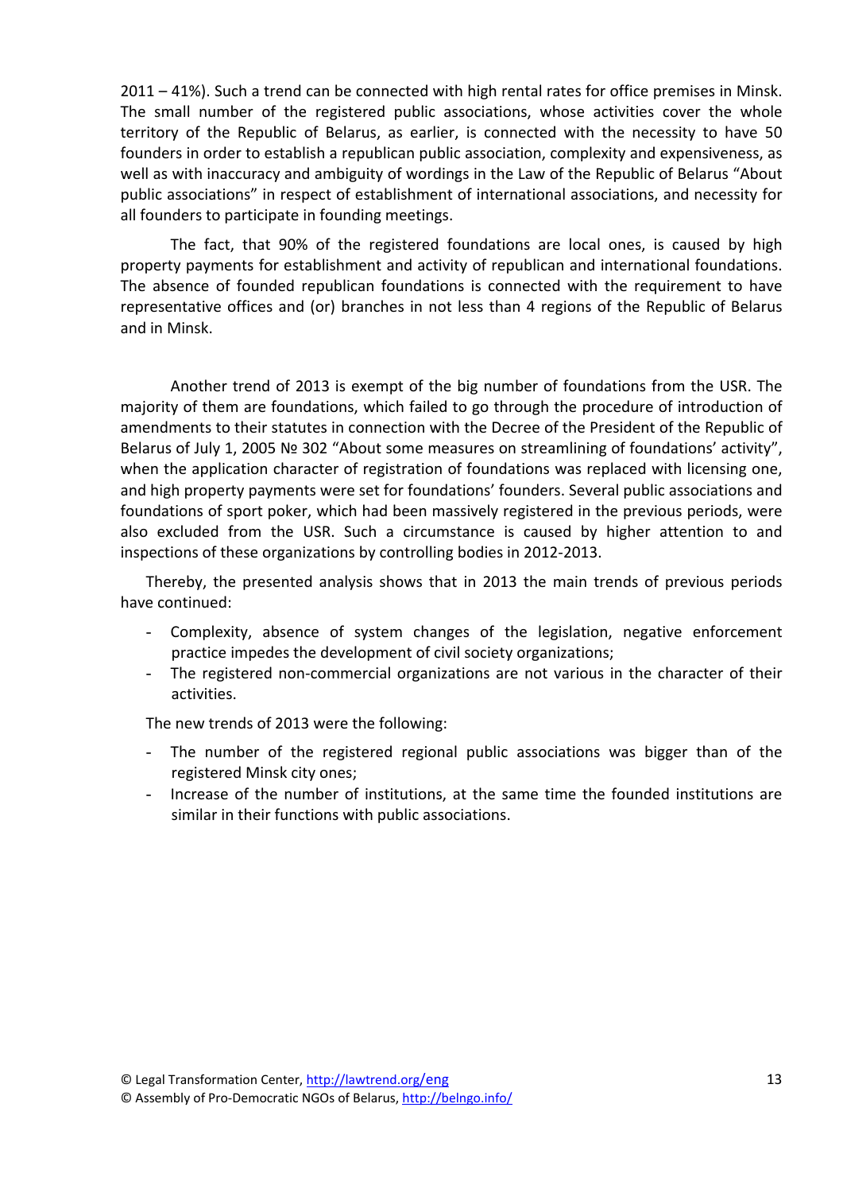2011 – 41%). Such a trend can be connected with high rental rates for office premises in Minsk. The small number of the registered public associations, whose activities cover the whole territory of the Republic of Belarus, as earlier, is connected with the necessity to have 50 founders in order to establish a republican public association, complexity and expensiveness, as well as with inaccuracy and ambiguity of wordings in the Law of the Republic of Belarus "About public associations" in respect of establishment of international associations, and necessity for all founders to participate in founding meetings.

The fact, that 90% of the registered foundations are local ones, is caused by high property payments for establishment and activity of republican and international foundations. The absence of founded republican foundations is connected with the requirement to have representative offices and (or) branches in not less than 4 regions of the Republic of Belarus and in Minsk.

Another trend of 2013 is exempt of the big number of foundations from the USR. The majority of them are foundations, which failed to go through the procedure of introduction of amendments to their statutes in connection with the Decree of the President of the Republic of Belarus of July 1, 2005 № 302 "About some measures on streamlining of foundations' activity", when the application character of registration of foundations was replaced with licensing one, and high property payments were set for foundations' founders. Several public associations and foundations of sport poker, which had been massively registered in the previous periods, were also excluded from the USR. Such a circumstance is caused by higher attention to and inspections of these organizations by controlling bodies in 2012-2013.

Thereby, the presented analysis shows that in 2013 the main trends of previous periods have continued:

- Complexity, absence of system changes of the legislation, negative enforcement practice impedes the development of civil society organizations;
- The registered non-commercial organizations are not various in the character of their activities.

The new trends of 2013 were the following:

- The number of the registered regional public associations was bigger than of the registered Minsk city ones;
- Increase of the number of institutions, at the same time the founded institutions are similar in their functions with public associations.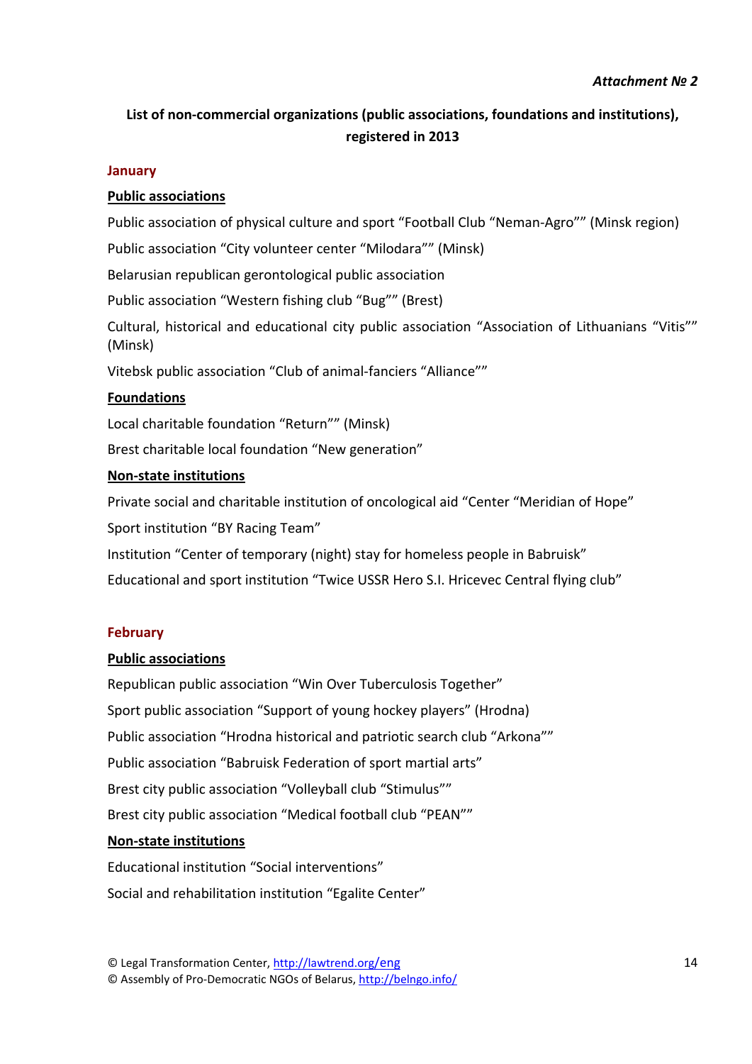*Attachment № 2*

**List of non-commercial organizations (public associations, foundations and institutions), registered in 2013**

## January

### Public associations

Public association of physical culture and sport “Football Club “Neman-Agro”” (Minsk region)

Public association “City volunteer center “Milodara”” (Minsk)

Belarusian republican gerontological public association

Public association “Western fishing club “Bug”” (Brest)

Cultural, historical and educational city public association “Association of Lithuanians “Vitis”” (Minsk)

Vitebsk public association “Club of animal-fanciers “Alliance””

### Foundations

Local charitable foundation “Return”” (Minsk)

Brest charitable local foundation “New generation”

### Non-state institutions

Private social and charitable institution of oncological aid “Center “Meridian of Hope”

Sport institution “BY Racing Team”

Institution “Center of temporary (night) stay for homeless people in Babruisk”

Educational and sport institution “Twice USSR Hero S.I. Hricevec Central flying club”

## February

### Public associations

Republican public association “Win Over Tuberculosis Together”

Sport public association “Support of young hockey players” (Hrodna)

Public association “Hrodna historical and patriotic search club “Arkona””

Public association “Babruisk Federation of sport martial arts”

Brest city public association “Volleyball club “Stimulus””

Brest city public association “Medical football club “PEAN””

### Non-state institutions

Educational institution “Social interventions”

Social and rehabilitation institution “Egalite Center”

© Legal Transformation Center, http://lawtrend.org/eng
© Assembly of Pro-Democratic NGOs of Belarus, http://belngo.info/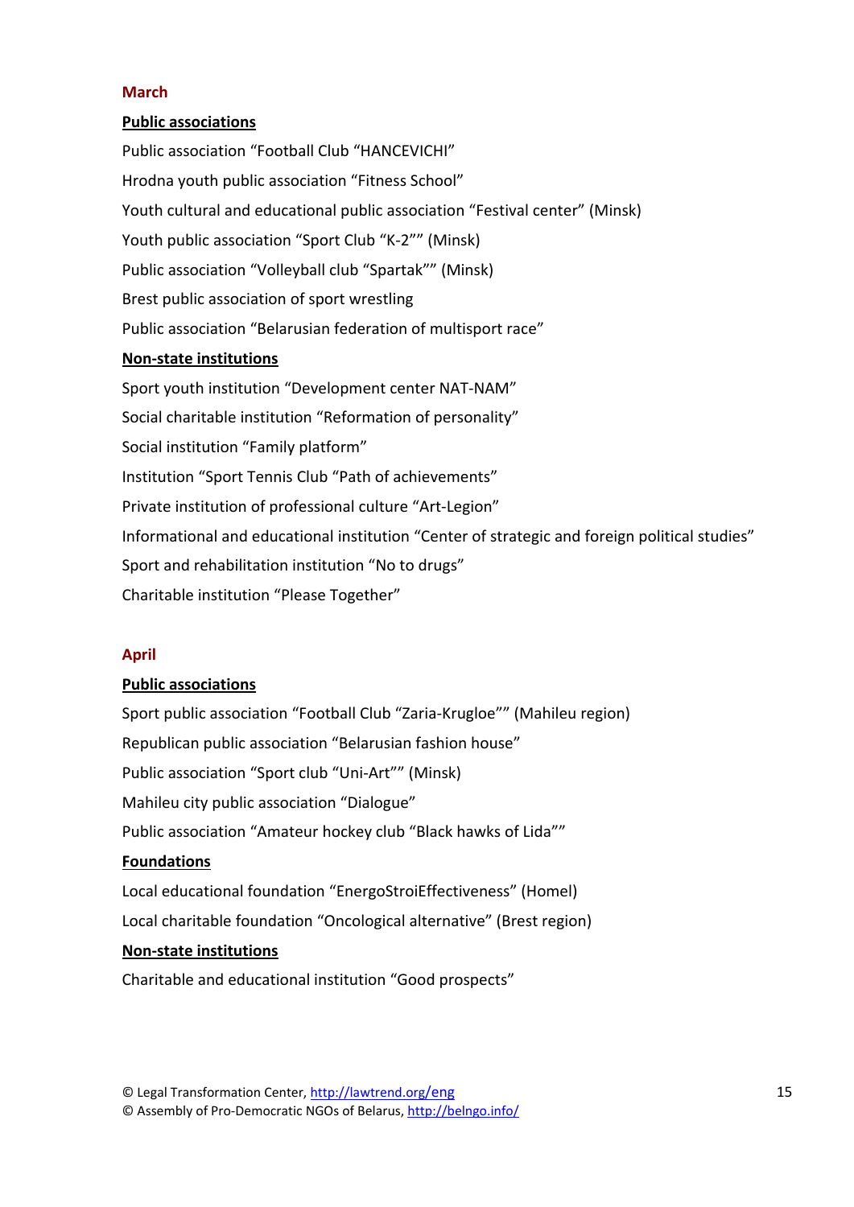## March

**Public associations**

Public association “Football Club “HANCEVICHI”

Hrodna youth public association “Fitness School”

Youth cultural and educational public association “Festival center” (Minsk)

Youth public association “Sport Club “K-2”” (Minsk)

Public association “Volleyball club “Spartak”” (Minsk)

Brest public association of sport wrestling

Public association “Belarusian federation of multisport race”

**Non-state institutions**

Sport youth institution “Development center NAT-NAM”

Social charitable institution “Reformation of personality”

Social institution “Family platform”

Institution “Sport Tennis Club “Path of achievements”

Private institution of professional culture “Art-Legion”

Informational and educational institution “Center of strategic and foreign political studies”

Sport and rehabilitation institution “No to drugs”

Charitable institution “Please Together”

## April

**Public associations**

Sport public association “Football Club “Zaria-Krugloe”” (Mahileu region)

Republican public association “Belarusian fashion house”

Public association “Sport club “Uni-Art”” (Minsk)

Mahileu city public association “Dialogue”

Public association “Amateur hockey club “Black hawks of Lida””

**Foundations**

Local educational foundation “EnergoStroiEffectiveness” (Homel)

Local charitable foundation “Oncological alternative” (Brest region)

**Non-state institutions**

Charitable and educational institution “Good prospects”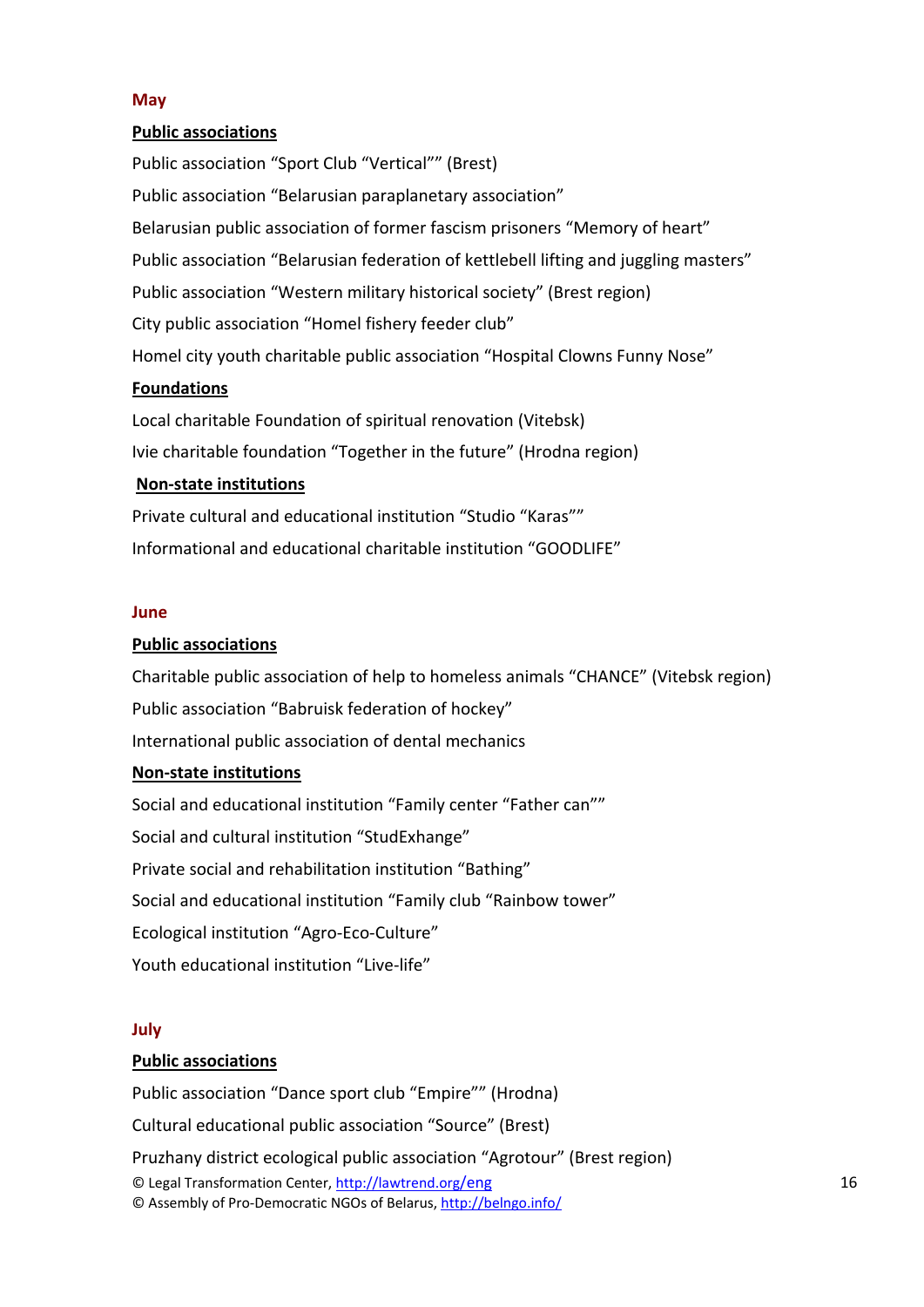## May

**Public associations**

Public association “Sport Club “Vertical”” (Brest)

Public association “Belarusian paraplanetary association”

Belarusian public association of former fascism prisoners “Memory of heart”

Public association “Belarusian federation of kettlebell lifting and juggling masters”

Public association “Western military historical society” (Brest region)

City public association “Homel fishery feeder club”

Homel city youth charitable public association “Hospital Clowns Funny Nose”

**Foundations**

Local charitable Foundation of spiritual renovation (Vitebsk)

Ivie charitable foundation “Together in the future” (Hrodna region)

**Non-state institutions**

Private cultural and educational institution “Studio “Karas””

Informational and educational charitable institution “GOODLIFE”

## June

**Public associations**

Charitable public association of help to homeless animals “CHANCE” (Vitebsk region)

Public association “Babruisk federation of hockey”

International public association of dental mechanics

**Non-state institutions**

Social and educational institution “Family center “Father can””

Social and cultural institution “StudExhange”

Private social and rehabilitation institution “Bathing”

Social and educational institution “Family club “Rainbow tower”

Ecological institution “Agro-Eco-Culture”

Youth educational institution “Live-life”

## July

**Public associations**

Public association “Dance sport club “Empire”” (Hrodna)

Cultural educational public association “Source” (Brest)

Pruzhany district ecological public association “Agrotour” (Brest region)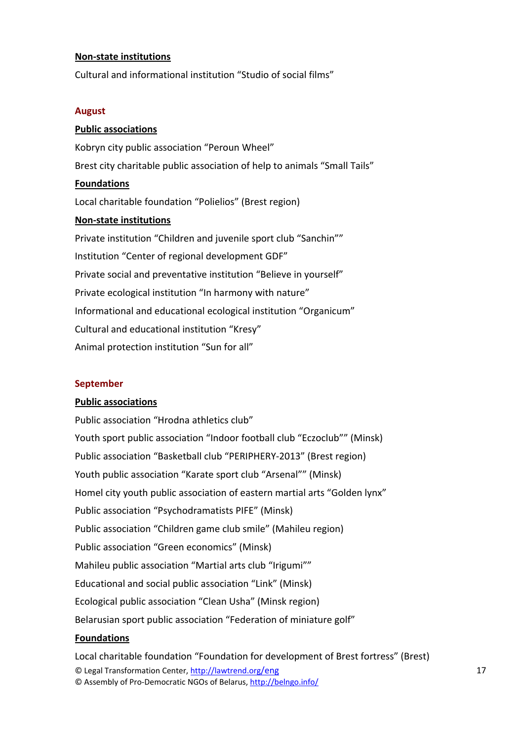**Non-state institutions**

Cultural and informational institution “Studio of social films”

**August**

**Public associations**

Kobryn city public association “Peroun Wheel”

Brest city charitable public association of help to animals “Small Tails”

**Foundations**

Local charitable foundation “Polielios” (Brest region)

**Non-state institutions**

Private institution “Children and juvenile sport club “Sanchin””

Institution “Center of regional development GDF”

Private social and preventative institution “Believe in yourself”

Private ecological institution “In harmony with nature”

Informational and educational ecological institution “Organicum”

Cultural and educational institution “Kresy”

Animal protection institution “Sun for all”

**September**

**Public associations**

Public association “Hrodna athletics club”

Youth sport public association “Indoor football club “Eczoclub”” (Minsk)

Public association “Basketball club “PERIPHERY-2013” (Brest region)

Youth public association “Karate sport club “Arsenal”” (Minsk)

Homel city youth public association of eastern martial arts “Golden lynx”

Public association “Psychodramatists PIFE” (Minsk)

Public association “Children game club smile” (Mahileu region)

Public association “Green economics” (Minsk)

Mahileu public association “Martial arts club “Irigumi””

Educational and social public association “Link” (Minsk)

Ecological public association “Clean Usha” (Minsk region)

Belarusian sport public association “Federation of miniature golf”

**Foundations**

Local charitable foundation “Foundation for development of Brest fortress” (Brest)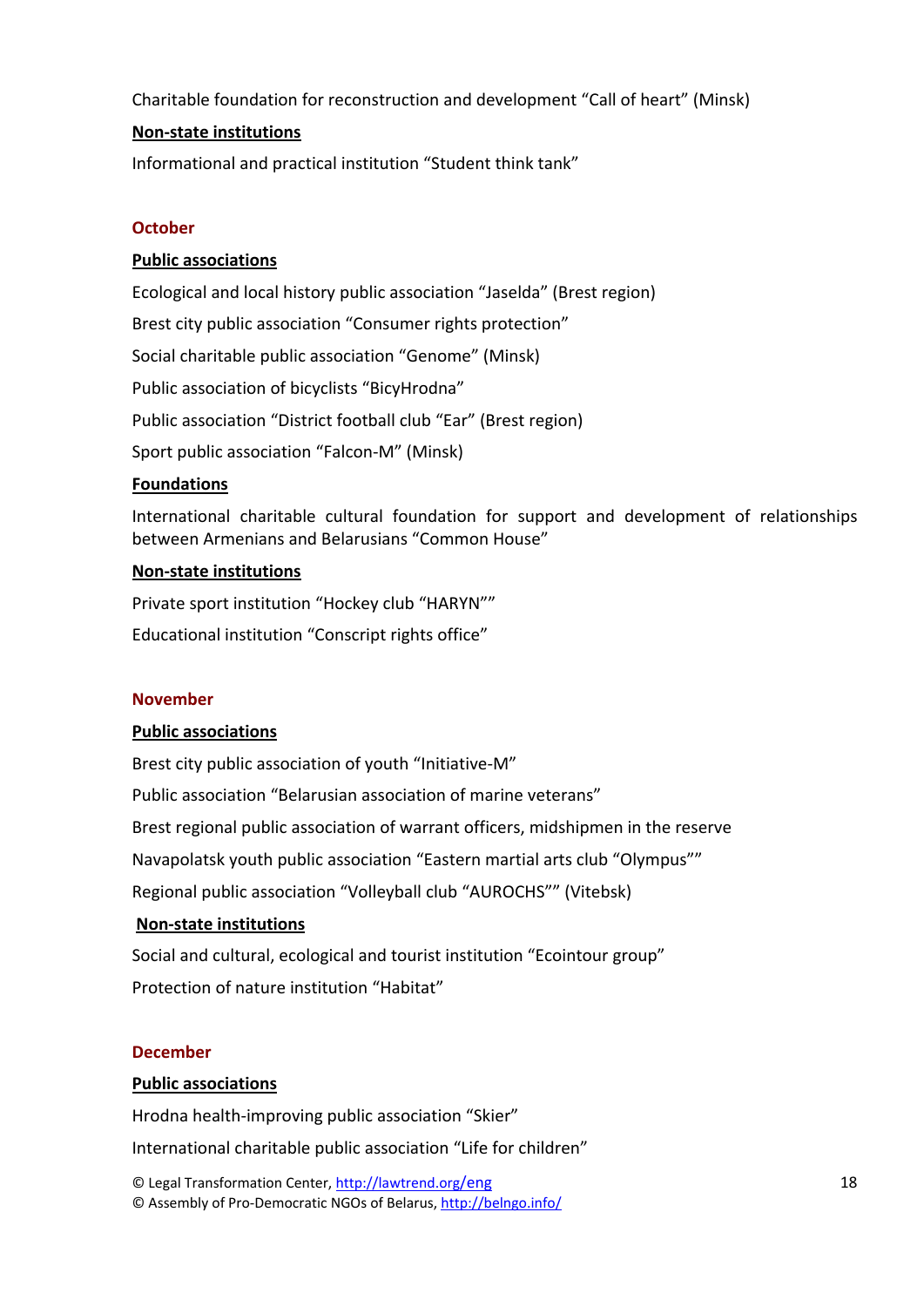Charitable foundation for reconstruction and development "Call of heart" (Minsk)

**Non-state institutions**

Informational and practical institution "Student think tank"

### October

**Public associations**

Ecological and local history public association "Jaselda" (Brest region)

Brest city public association "Consumer rights protection"

Social charitable public association "Genome" (Minsk)

Public association of bicyclists "BicyHrodna"

Public association "District football club "Ear" (Brest region)

Sport public association "Falcon-M" (Minsk)

**Foundations**

International charitable cultural foundation for support and development of relationships between Armenians and Belarusians "Common House"

**Non-state institutions**

Private sport institution "Hockey club "HARYN""

Educational institution "Conscript rights office"

### November

**Public associations**

Brest city public association of youth "Initiative-M"

Public association "Belarusian association of marine veterans"

Brest regional public association of warrant officers, midshipmen in the reserve

Navapolatsk youth public association "Eastern martial arts club "Olympus""

Regional public association "Volleyball club "AUROCHS"" (Vitebsk)

**Non-state institutions**

Social and cultural, ecological and tourist institution "Ecointour group"

Protection of nature institution "Habitat"

### December

**Public associations**

Hrodna health-improving public association "Skier"

International charitable public association "Life for children"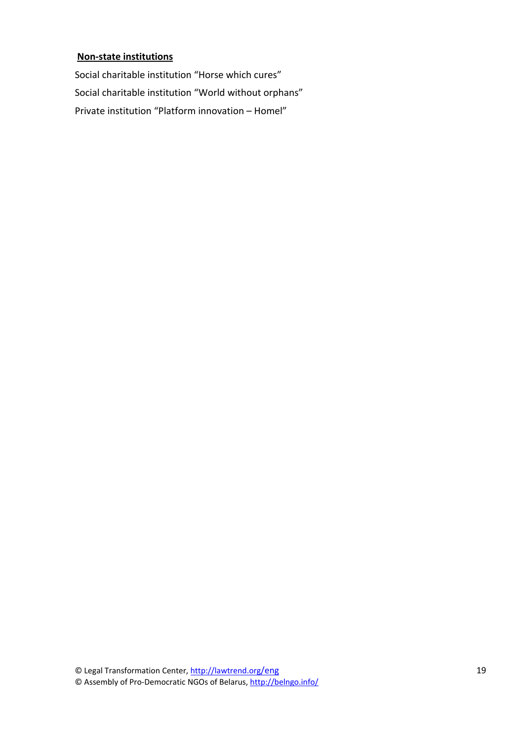**<u>Non-state institutions</u>**

Social charitable institution “Horse which cures”

Social charitable institution “World without orphans”

Private institution “Platform innovation – Homel”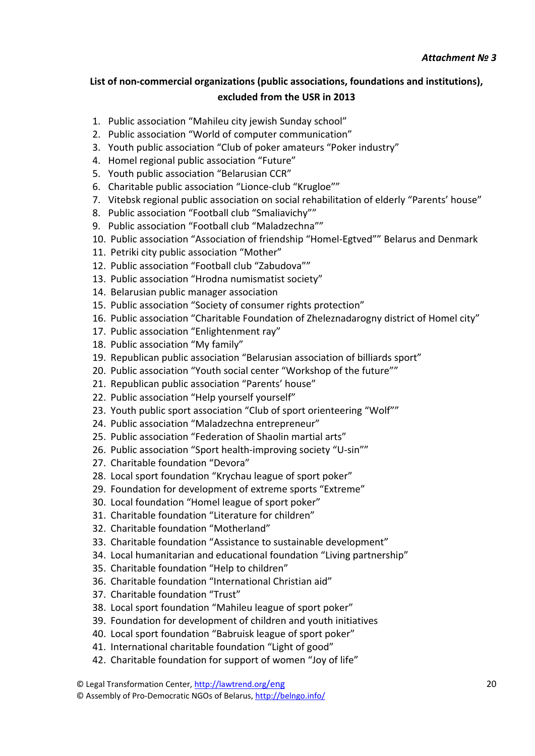*Attachment № 3*

**List of non-commercial organizations (public associations, foundations and institutions), excluded from the USR in 2013**

1. Public association “Mahileu city jewish Sunday school”
2. Public association “World of computer communication”
3. Youth public association “Club of poker amateurs “Poker industry”
4. Homel regional public association “Future”
5. Youth public association “Belarusian CCR”
6. Charitable public association “Lionce-club “Krugloe””
7. Vitebsk regional public association on social rehabilitation of elderly “Parents’ house”
8. Public association “Football club “Smaliavichy””
9. Public association “Football club “Maladzechna””
10. Public association “Association of friendship “Homel-Egtved”” Belarus and Denmark
11. Petriki city public association “Mother”
12. Public association “Football club “Zabudova””
13. Public association “Hrodna numismatist society”
14. Belarusian public manager association
15. Public association “Society of consumer rights protection”
16. Public association “Charitable Foundation of Zheleznadarogny district of Homel city”
17. Public association “Enlightenment ray”
18. Public association “My family”
19. Republican public association “Belarusian association of billiards sport”
20. Public association “Youth social center “Workshop of the future””
21. Republican public association “Parents’ house”
22. Public association “Help yourself yourself”
23. Youth public sport association “Club of sport orienteering “Wolf””
24. Public association “Maladzechna entrepreneur”
25. Public association “Federation of Shaolin martial arts”
26. Public association “Sport health-improving society “U-sin””
27. Charitable foundation “Devora”
28. Local sport foundation “Krychau league of sport poker”
29. Foundation for development of extreme sports “Extreme”
30. Local foundation “Homel league of sport poker”
31. Charitable foundation “Literature for children”
32. Charitable foundation “Motherland”
33. Charitable foundation “Assistance to sustainable development”
34. Local humanitarian and educational foundation “Living partnership”
35. Charitable foundation “Help to children”
36. Charitable foundation “International Christian aid”
37. Charitable foundation “Trust”
38. Local sport foundation “Mahileu league of sport poker”
39. Foundation for development of children and youth initiatives
40. Local sport foundation “Babruisk league of sport poker”
41. International charitable foundation “Light of good”
42. Charitable foundation for support of women “Joy of life”

© Legal Transformation Center, http://lawtrend.org/eng
© Assembly of Pro-Democratic NGOs of Belarus, http://belngo.info/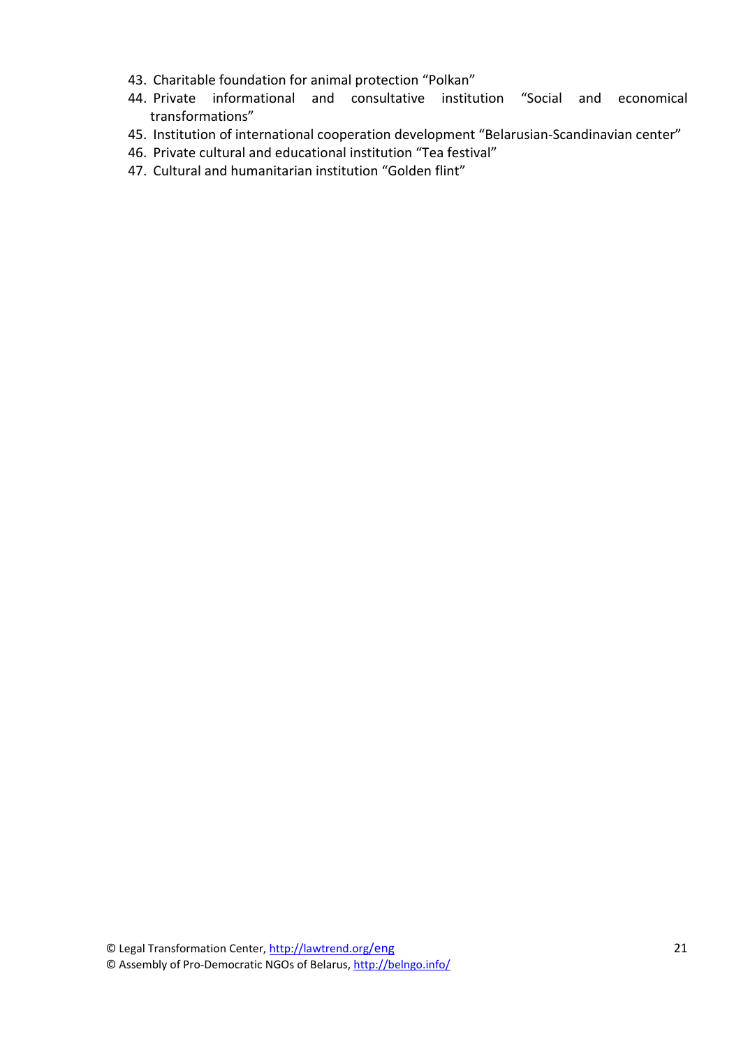43. Charitable foundation for animal protection “Polkan”
44. Private informational and consultative institution “Social and economical transformations”
45. Institution of international cooperation development “Belarusian-Scandinavian center”
46. Private cultural and educational institution “Tea festival”
47. Cultural and humanitarian institution “Golden flint”